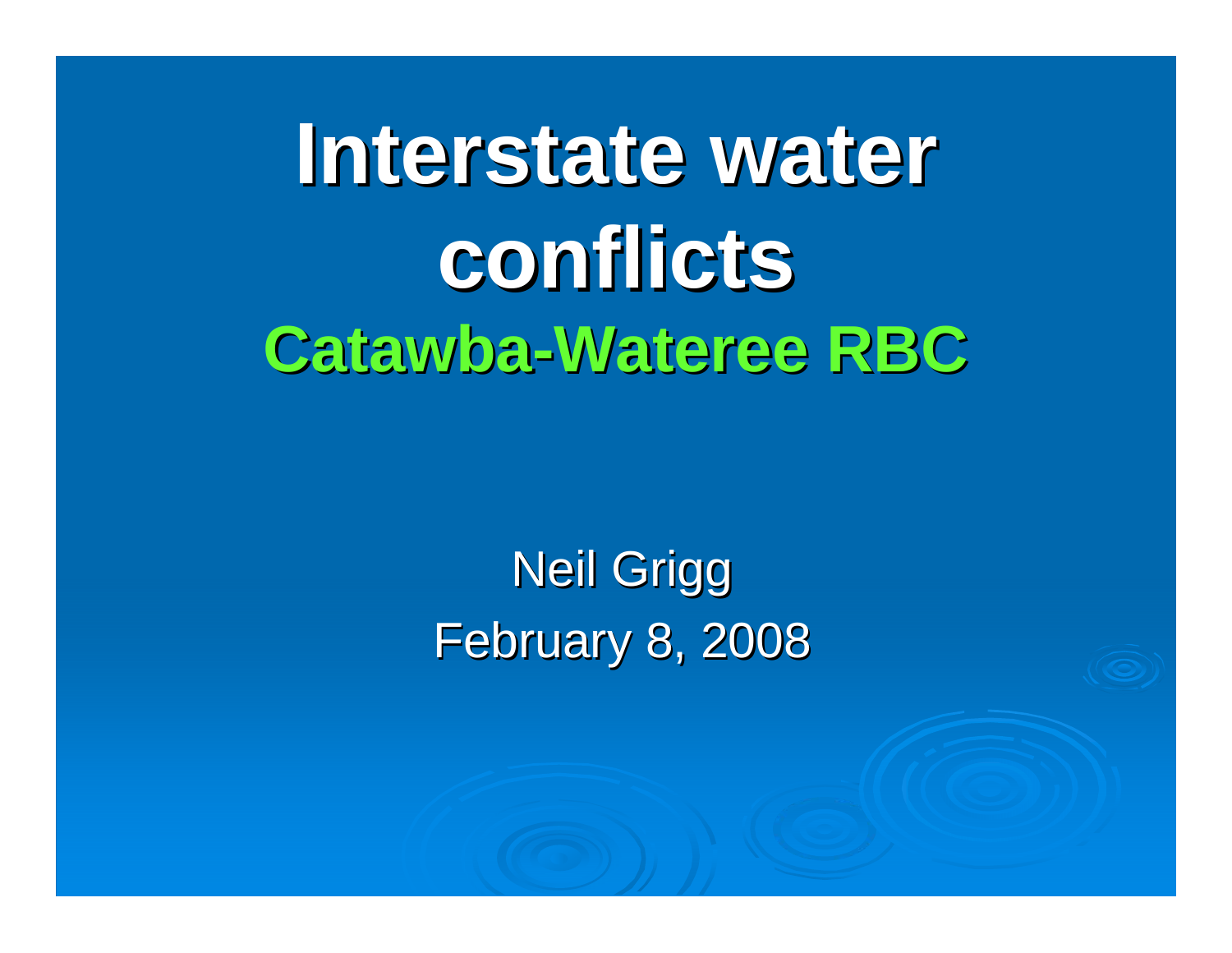# Interstate water conflicts

## Catawba-Wateree RBC

Neil Grigg

February 8, 2008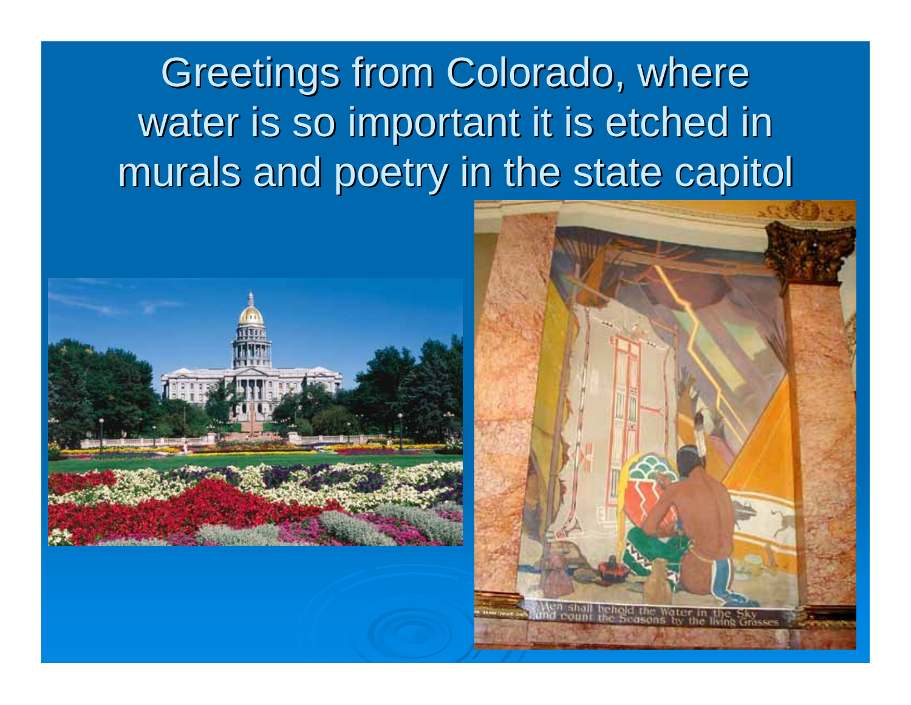# Greetings from Colorado, where water is so important it is etched in murals and poetry in the state capitol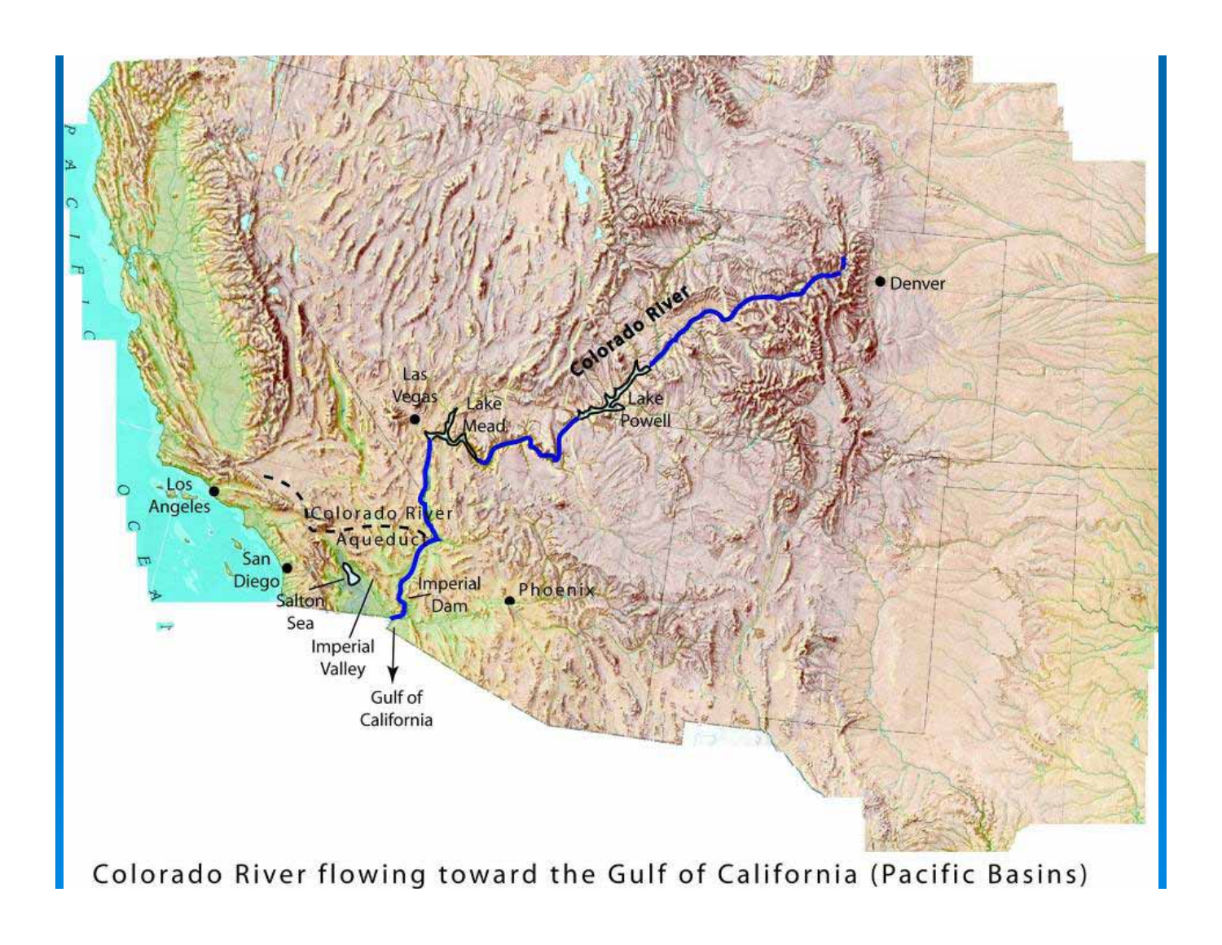PACIFIC

OCEAN

Denver

Colorado River

Lake Powell

Las Vegas

Lake Mead

Los Angeles

Colorado River Aqueduct

San Diego

Salton Sea

Imperial Valley

Imperial Dam

Phoenix

Gulf of California

Colorado River flowing toward the Gulf of California (Pacific Basins)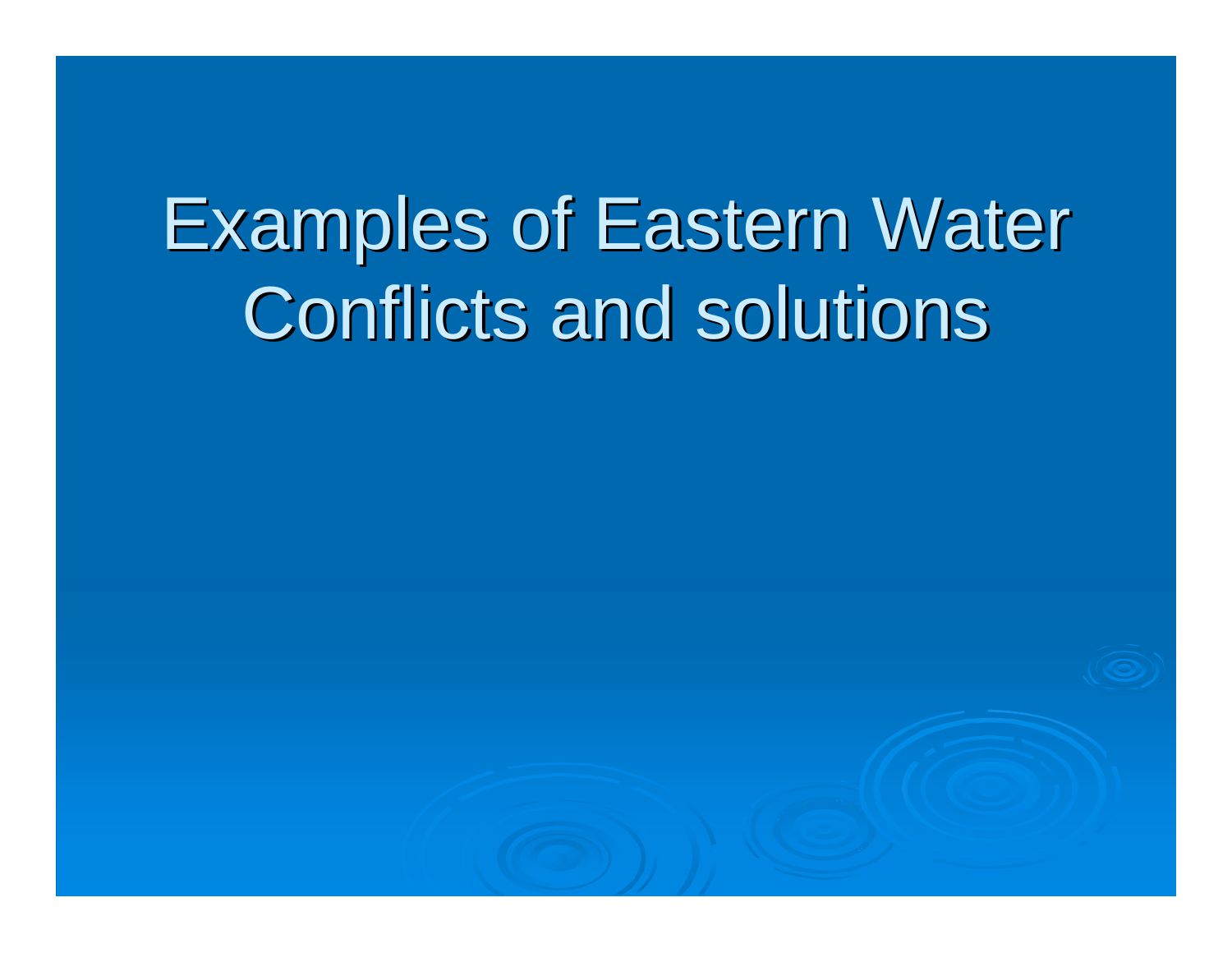# Examples of Eastern Water Conflicts and solutions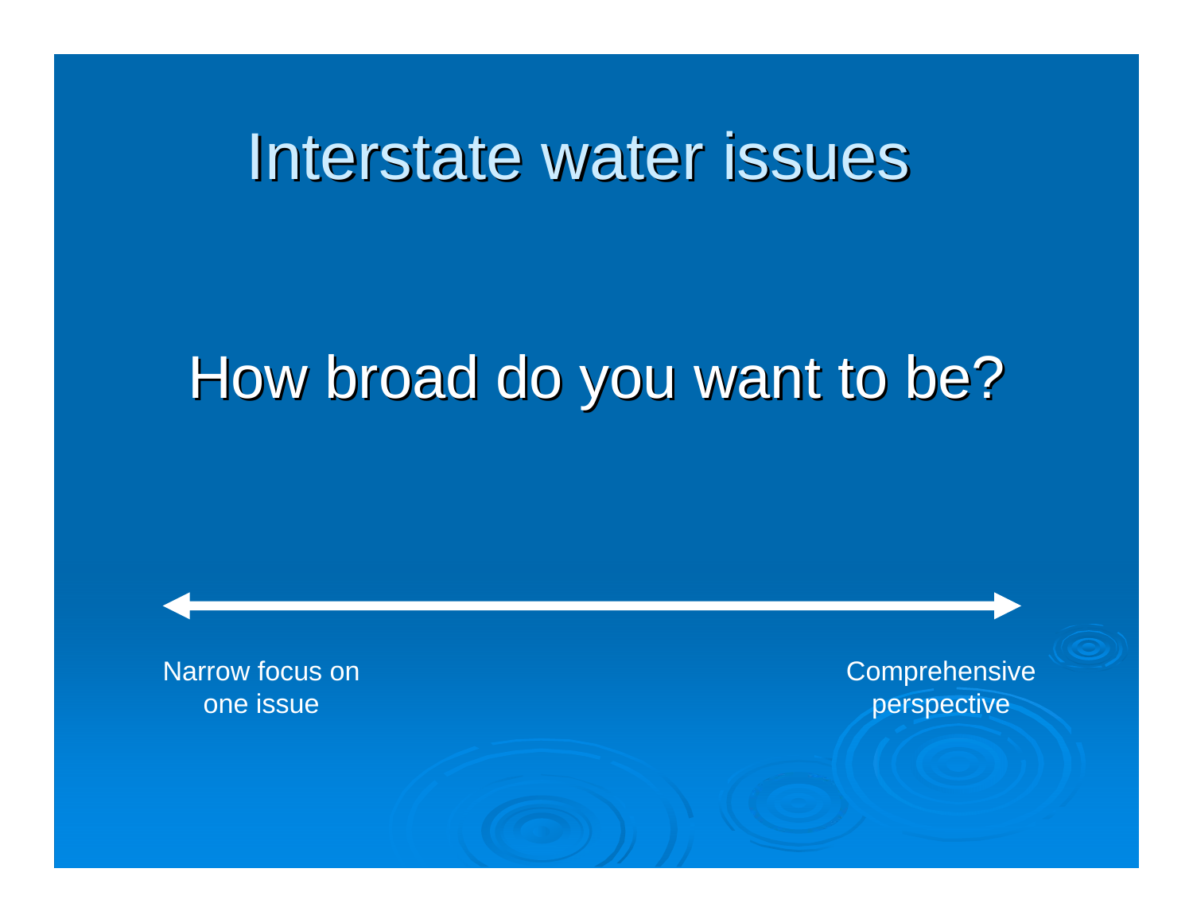# Interstate water issues

## How broad do you want to be?

Narrow focus on one issue ←→ Comprehensive perspective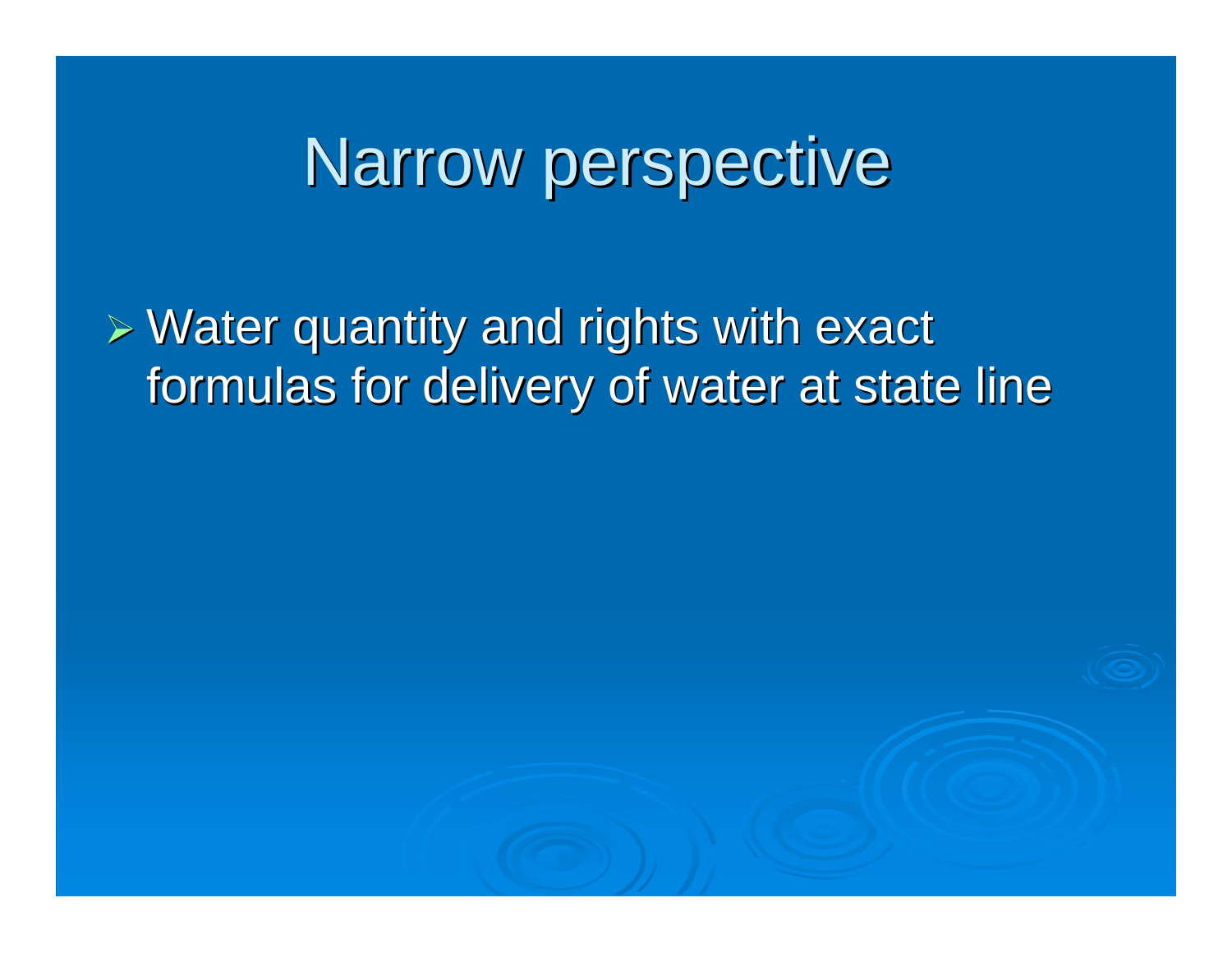# Narrow perspective

- Water quantity and rights with exact formulas for delivery of water at state line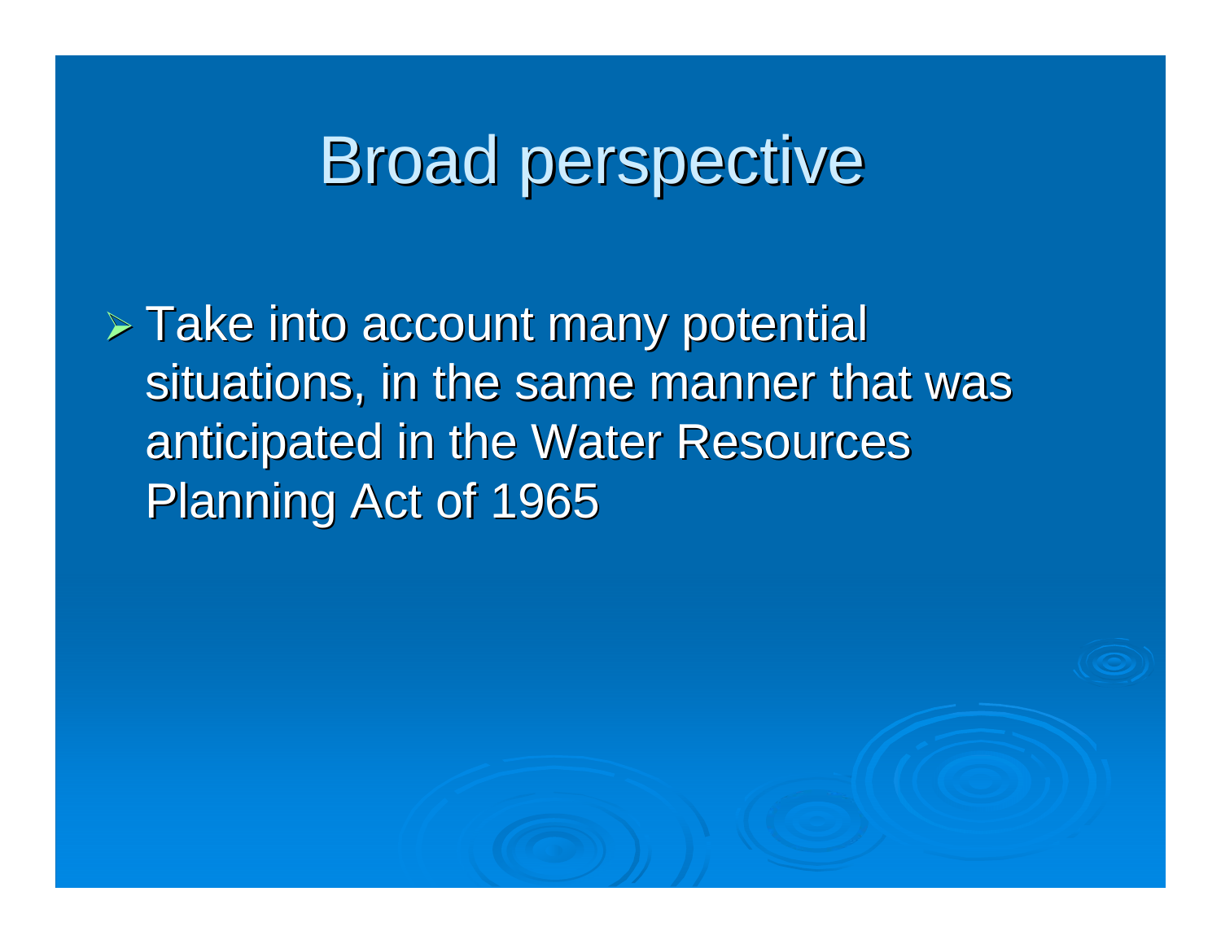# Broad perspective

- Take into account many potential situations, in the same manner that was anticipated in the Water Resources Planning Act of 1965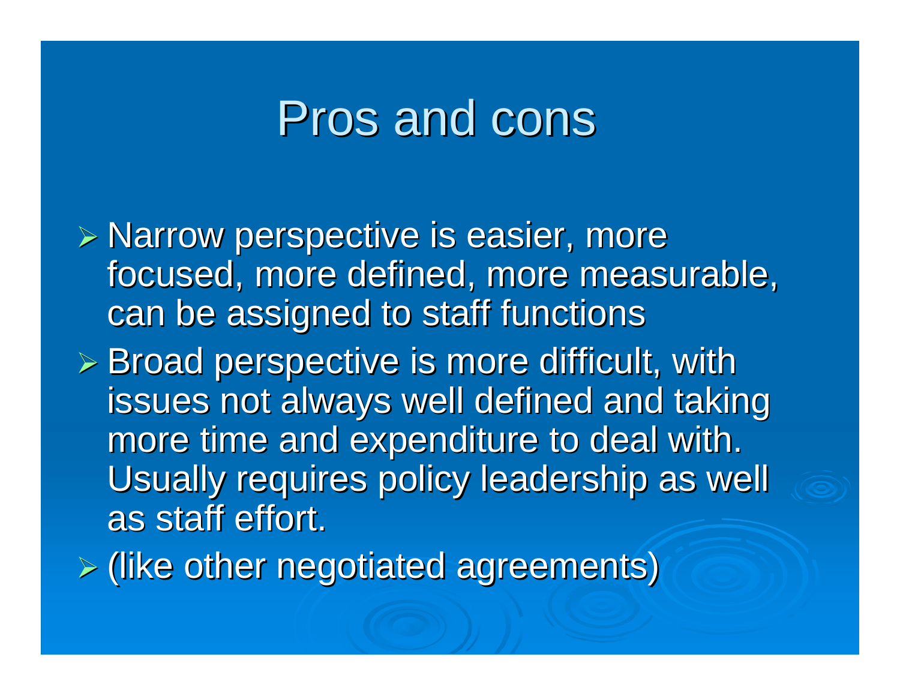# Pros and cons

- Narrow perspective is easier, more focused, more defined, more measurable, can be assigned to staff functions
- Broad perspective is more difficult, with issues not always well defined and taking more time and expenditure to deal with. Usually requires policy leadership as well as staff effort.
- (like other negotiated agreements)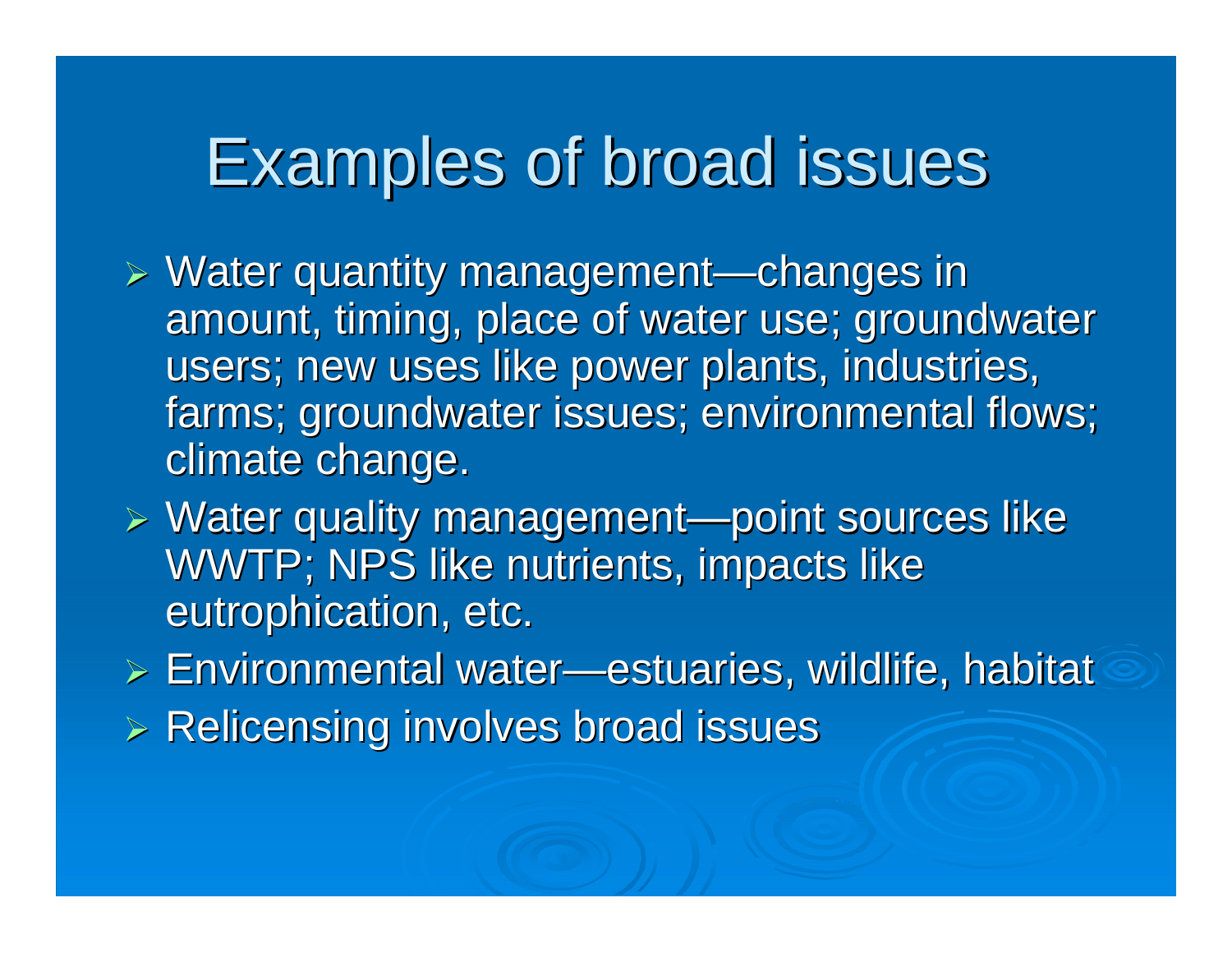# Examples of broad issues

- Water quantity management—changes in amount, timing, place of water use; groundwater users; new uses like power plants, industries, farms; groundwater issues; environmental flows; climate change.
- Water quality management—point sources like WWTP; NPS like nutrients, impacts like eutrophication, etc.
- Environmental water—estuaries, wildlife, habitat
- Relicensing involves broad issues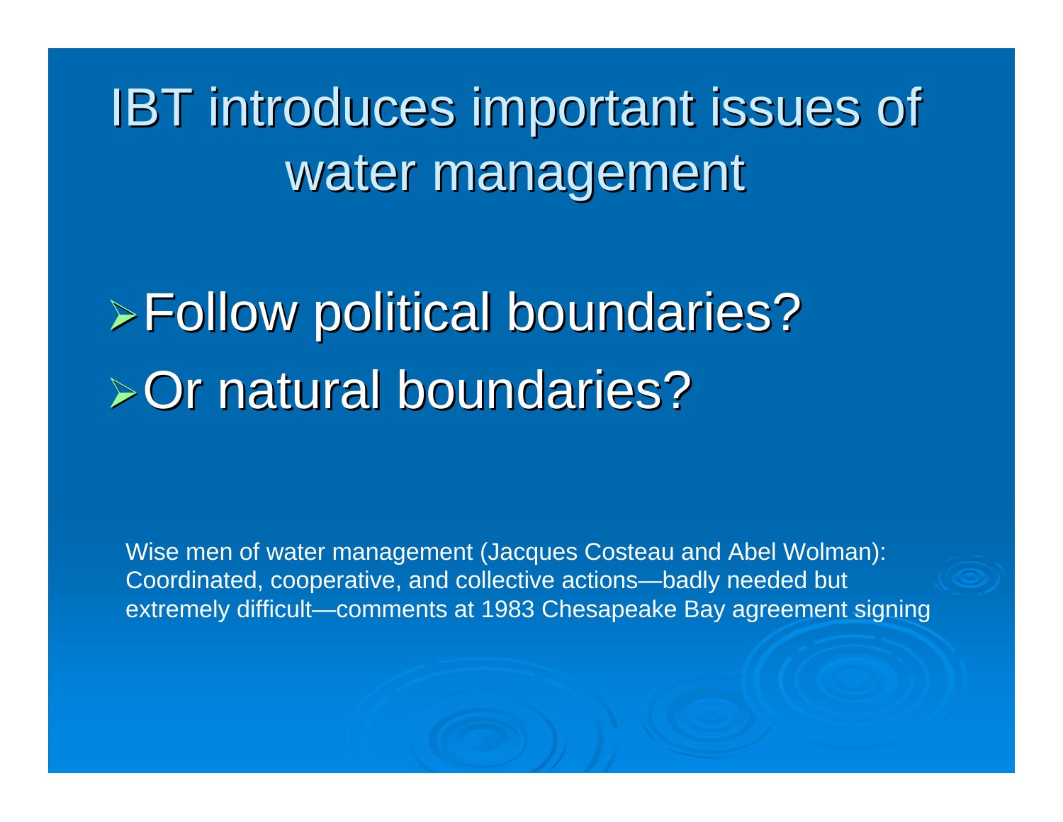# IBT introduces important issues of water management

- Follow political boundaries?
- Or natural boundaries?

Wise men of water management (Jacques Costeau and Abel Wolman): Coordinated, cooperative, and collective actions—badly needed but extremely difficult—comments at 1983 Chesapeake Bay agreement signing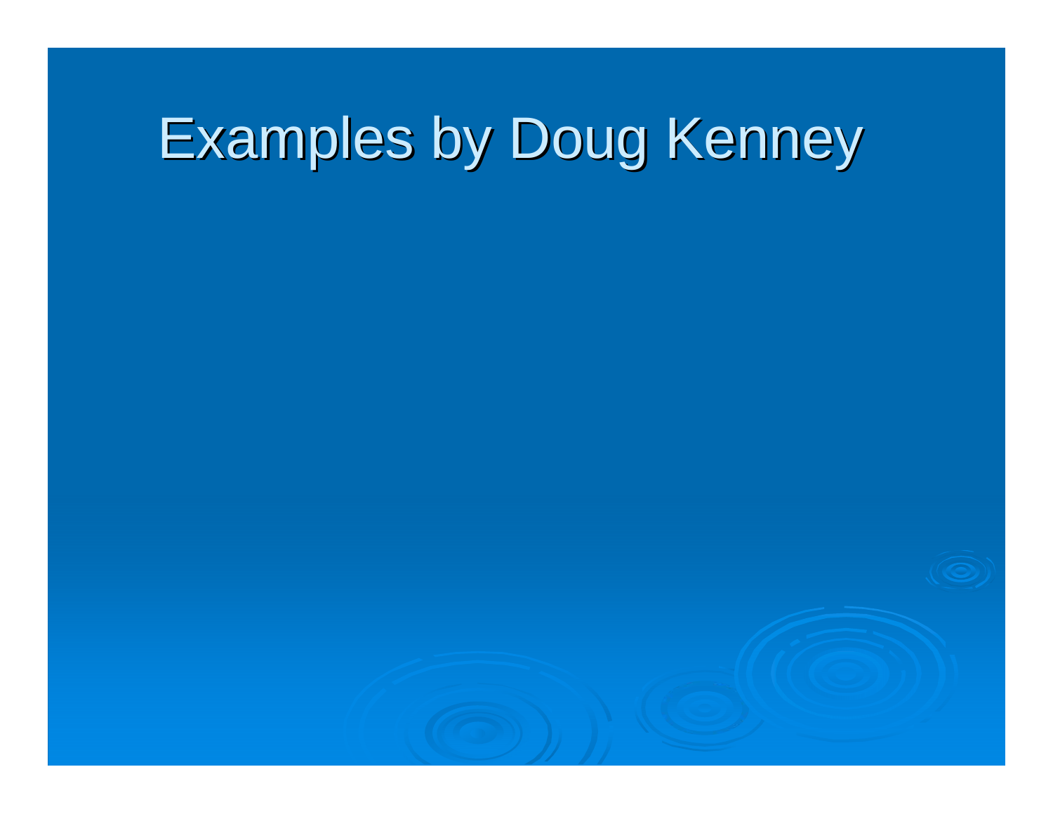# Examples by Doug Kenney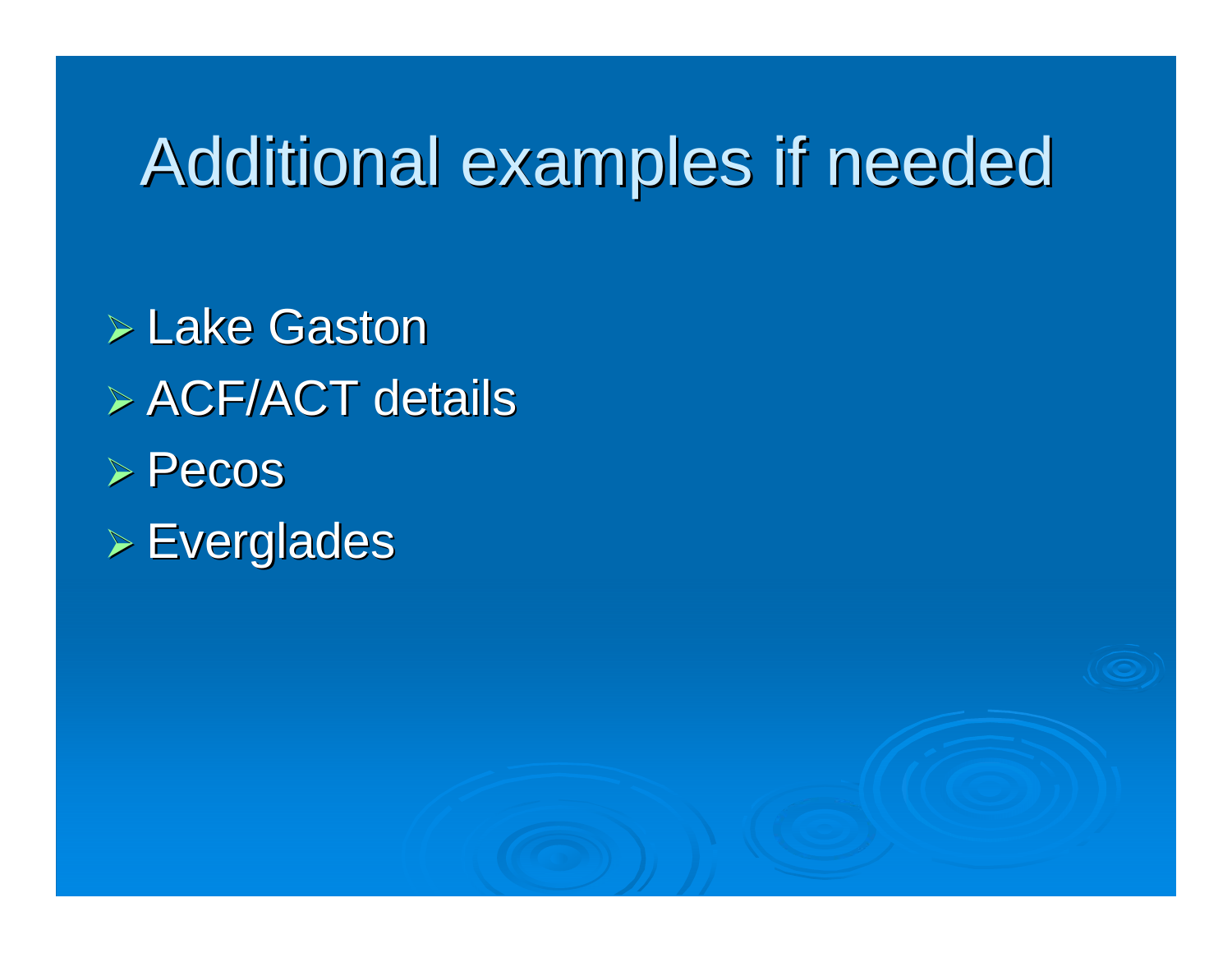# Additional examples if needed

- Lake Gaston
- ACF/ACT details
- Pecos
- Everglades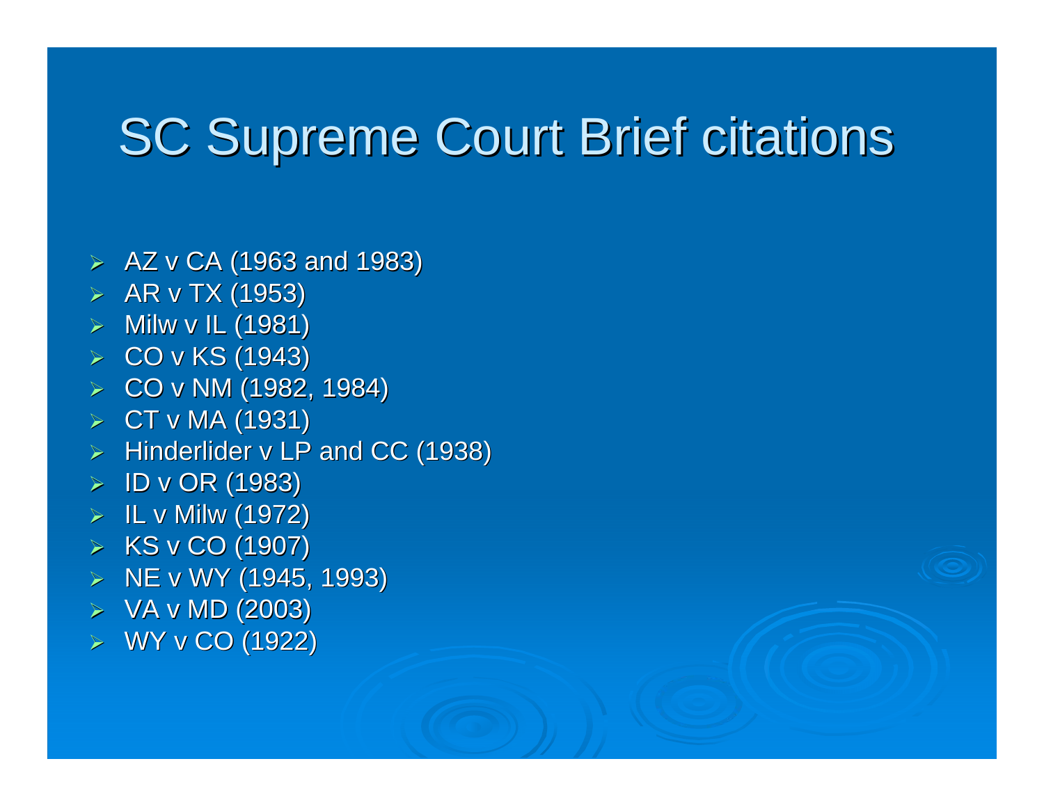# SC Supreme Court Brief citations

- AZ v CA (1963 and 1983)
- AR v TX (1953)
- Milw v IL (1981)
- CO v KS (1943)
- CO v NM (1982, 1984)
- CT v MA (1931)
- Hinderlider v LP and CC (1938)
- ID v OR (1983)
- IL v Milw (1972)
- KS v CO (1907)
- NE v WY (1945, 1993)
- VA v MD (2003)
- WY v CO (1922)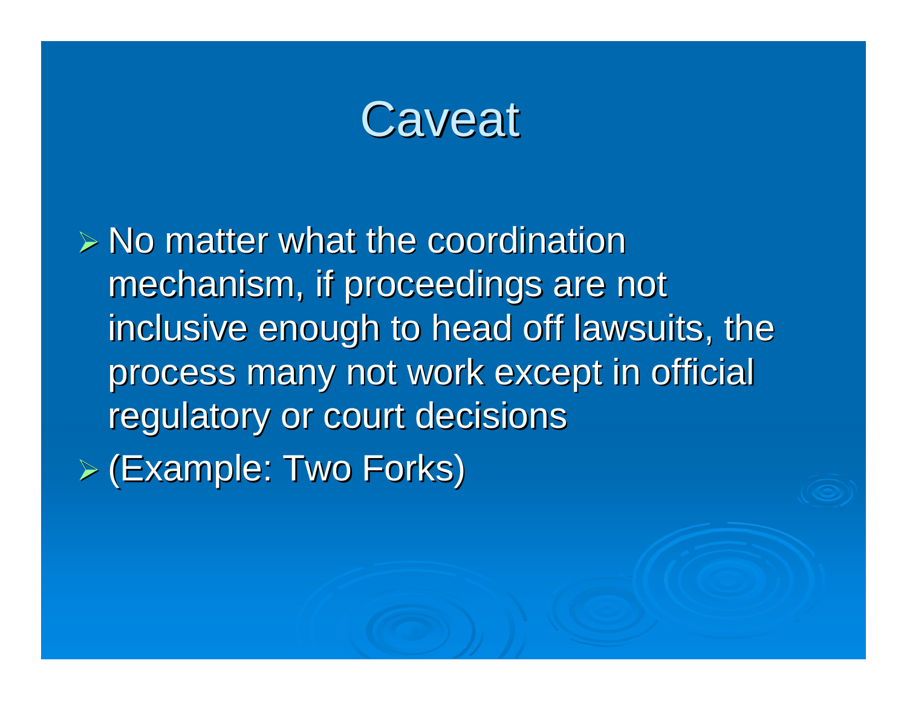# Caveat

- No matter what the coordination mechanism, if proceedings are not inclusive enough to head off lawsuits, the process many not work except in official regulatory or court decisions
- (Example: Two Forks)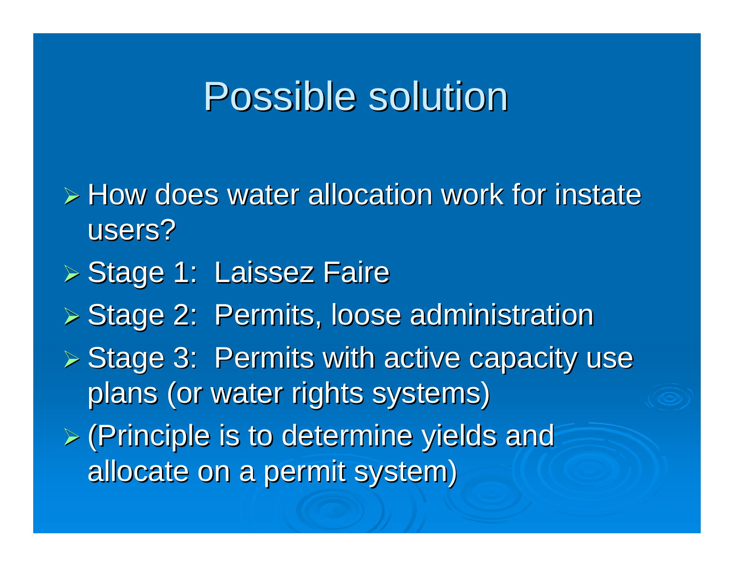# Possible solution

- How does water allocation work for instate users?
- Stage 1: Laissez Faire
- Stage 2: Permits, loose administration
- Stage 3: Permits with active capacity use plans (or water rights systems)
- (Principle is to determine yields and allocate on a permit system)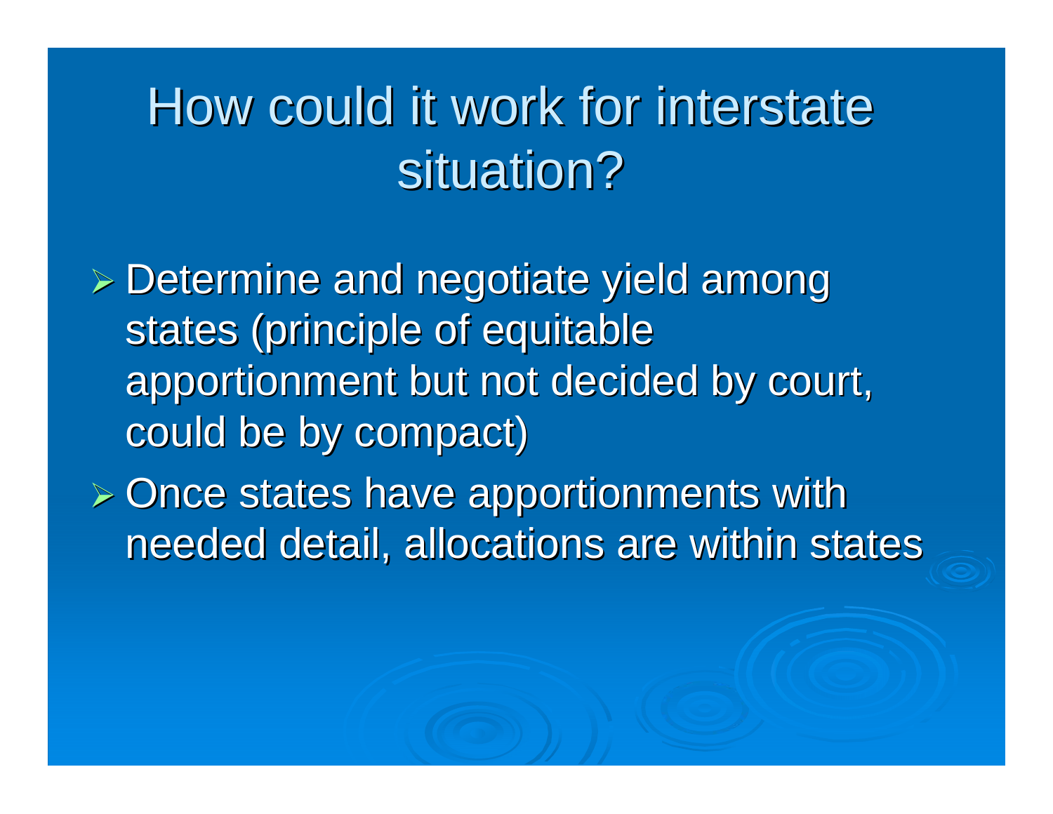# How could it work for interstate situation?

- Determine and negotiate yield among states (principle of equitable apportionment but not decided by court, could be by compact)
- Once states have apportionments with needed detail, allocations are within states